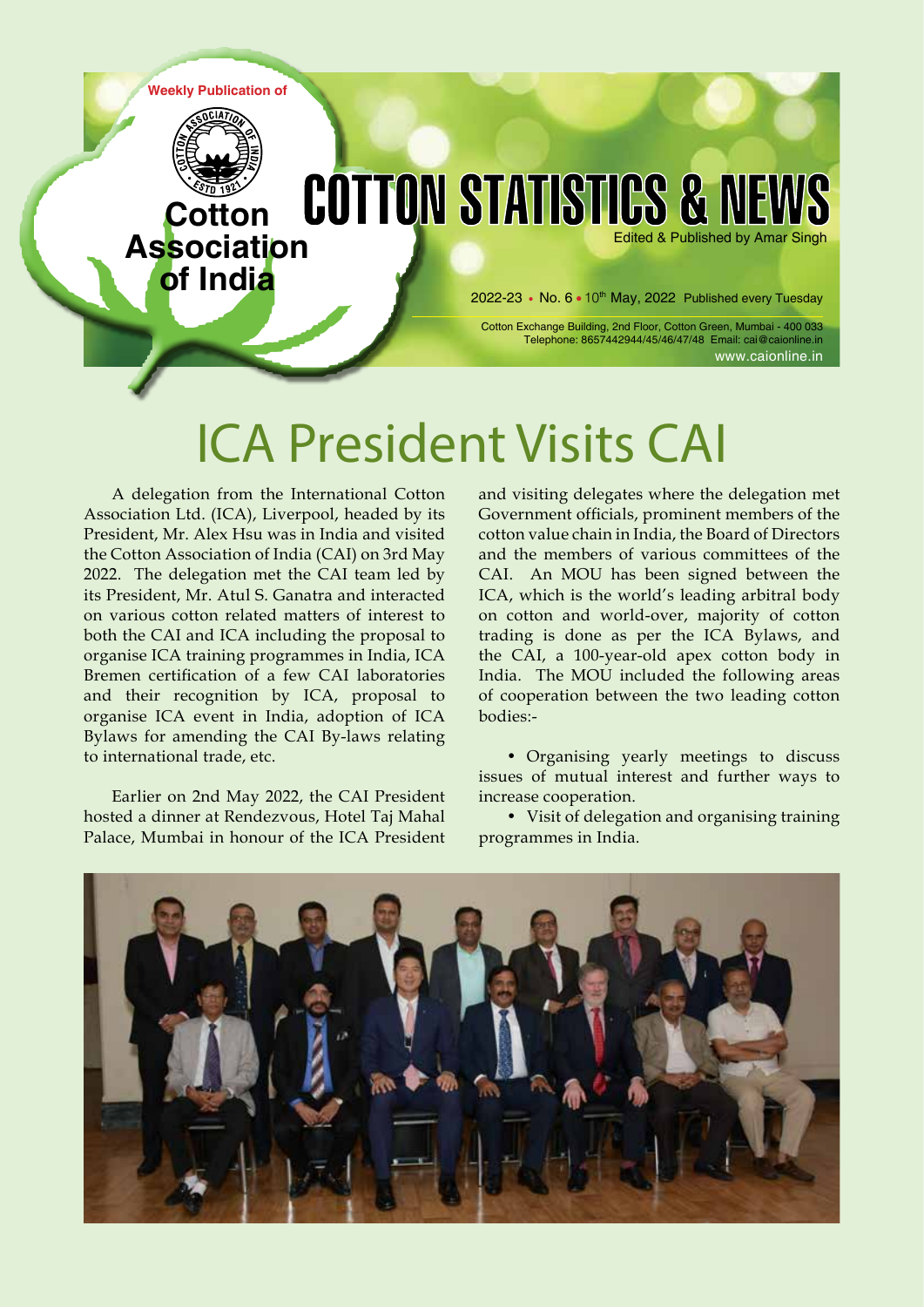Weekly Publication of

Cotton Association of India

# COTTON STATISTICS & NEWS

Edited & Published by Amar Singh

2022-23 • No. 6 • 10th May, 2022 Published every Tuesday

Cotton Exchange Building, 2nd Floor, Cotton Green, Mumbai - 400 033
Telephone: 8657442944/45/46/47/48 Email: cai@caionline.in
www.caionline.in

# ICA President Visits CAI

A delegation from the International Cotton Association Ltd. (ICA), Liverpool, headed by its President, Mr. Alex Hsu was in India and visited the Cotton Association of India (CAI) on 3rd May 2022. The delegation met the CAI team led by its President, Mr. Atul S. Ganatra and interacted on various cotton related matters of interest to both the CAI and ICA including the proposal to organise ICA training programmes in India, ICA Bremen certification of a few CAI laboratories and their recognition by ICA, proposal to organise ICA event in India, adoption of ICA Bylaws for amending the CAI By-laws relating to international trade, etc.

Earlier on 2nd May 2022, the CAI President hosted a dinner at Rendezvous, Hotel Taj Mahal Palace, Mumbai in honour of the ICA President and visiting delegates where the delegation met Government officials, prominent members of the cotton value chain in India, the Board of Directors and the members of various committees of the CAI. An MOU has been signed between the ICA, which is the world's leading arbitral body on cotton and world-over, majority of cotton trading is done as per the ICA Bylaws, and the CAI, a 100-year-old apex cotton body in India. The MOU included the following areas of cooperation between the two leading cotton bodies:-

- Organising yearly meetings to discuss issues of mutual interest and further ways to increase cooperation.
- Visit of delegation and organising training programmes in India.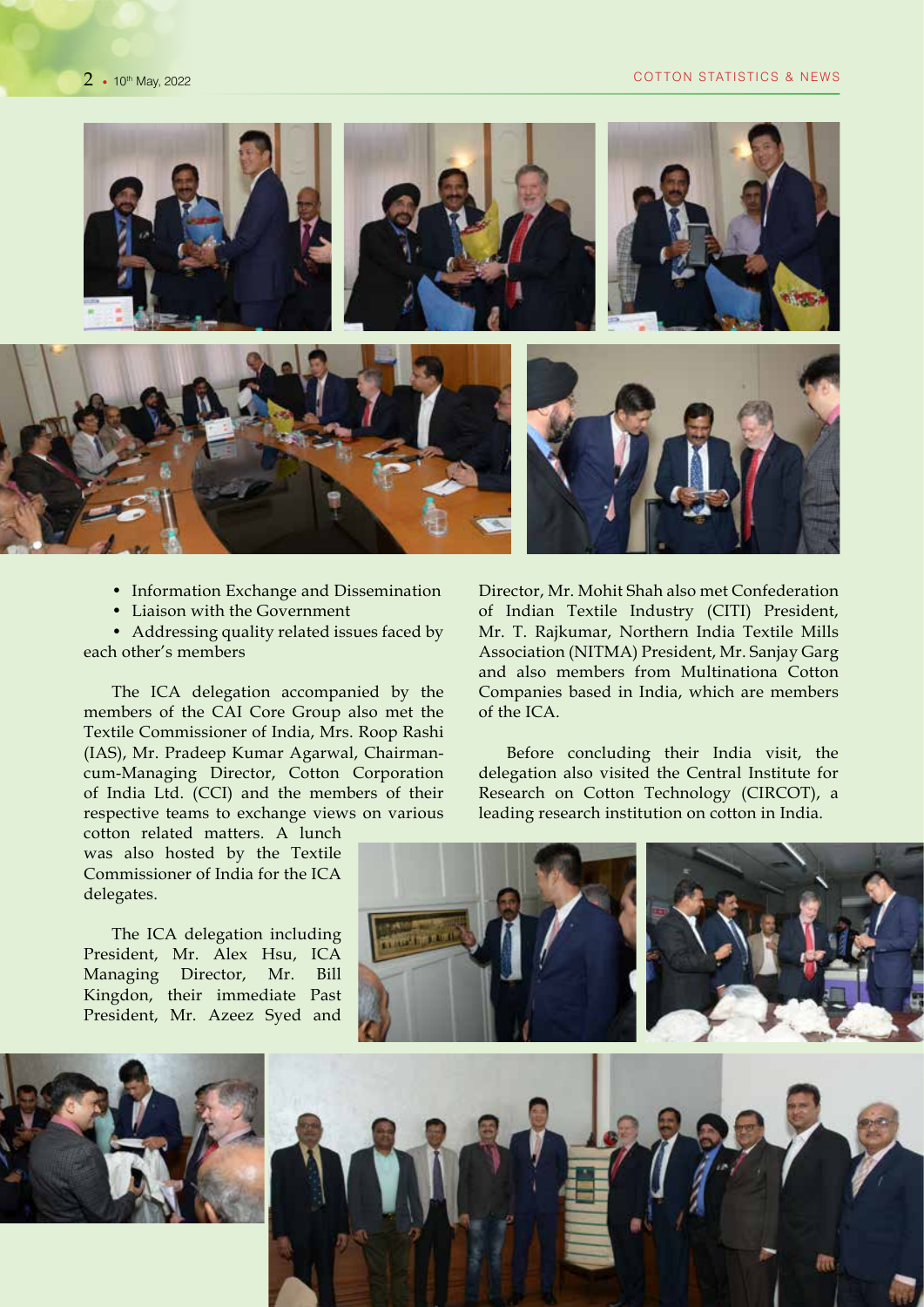- Information Exchange and Dissemination
- Liaison with the Government
- Addressing quality related issues faced by each other's members

The ICA delegation accompanied by the members of the CAI Core Group also met the Textile Commissioner of India, Mrs. Roop Rashi (IAS), Mr. Pradeep Kumar Agarwal, Chairman-cum-Managing Director, Cotton Corporation of India Ltd. (CCI) and the members of their respective teams to exchange views on various cotton related matters. A lunch was also hosted by the Textile Commissioner of India for the ICA delegates.

The ICA delegation including President, Mr. Alex Hsu, ICA Managing Director, Mr. Bill Kingdon, their immediate Past President, Mr. Azeez Syed and Director, Mr. Mohit Shah also met Confederation of Indian Textile Industry (CITI) President, Mr. T. Rajkumar, Northern India Textile Mills Association (NITMA) President, Mr. Sanjay Garg and also members from Multinationa Cotton Companies based in India, which are members of the ICA.

Before concluding their India visit, the delegation also visited the Central Institute for Research on Cotton Technology (CIRCOT), a leading research institution on cotton in India.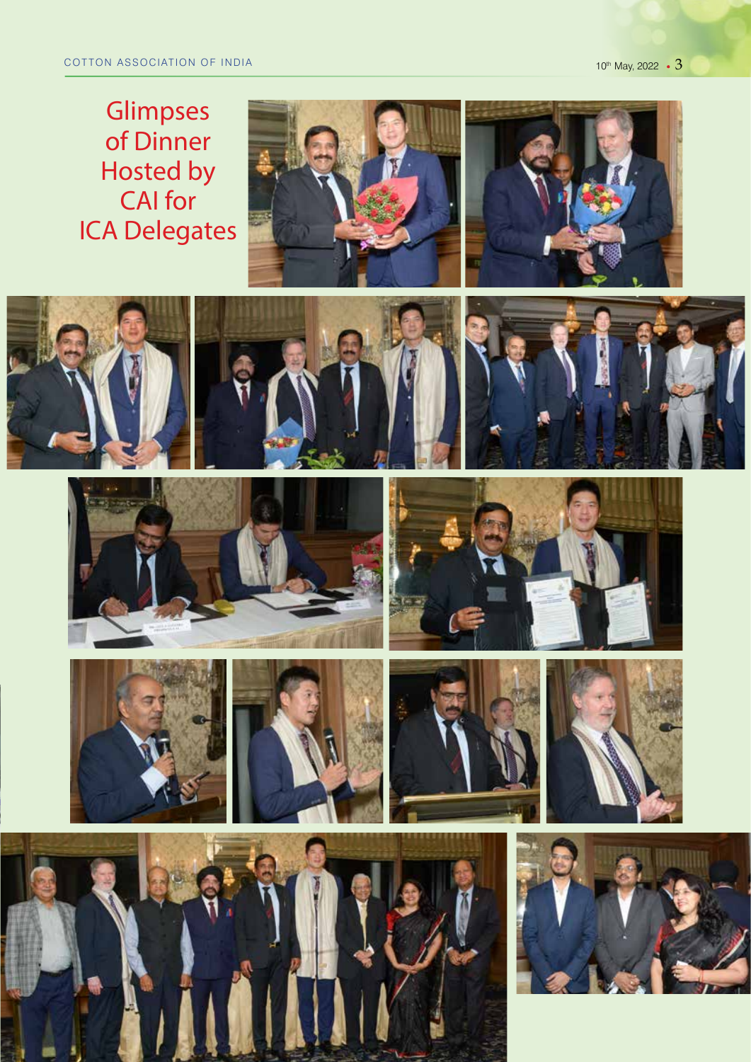# Glimpses of Dinner Hosted by CAI for ICA Delegates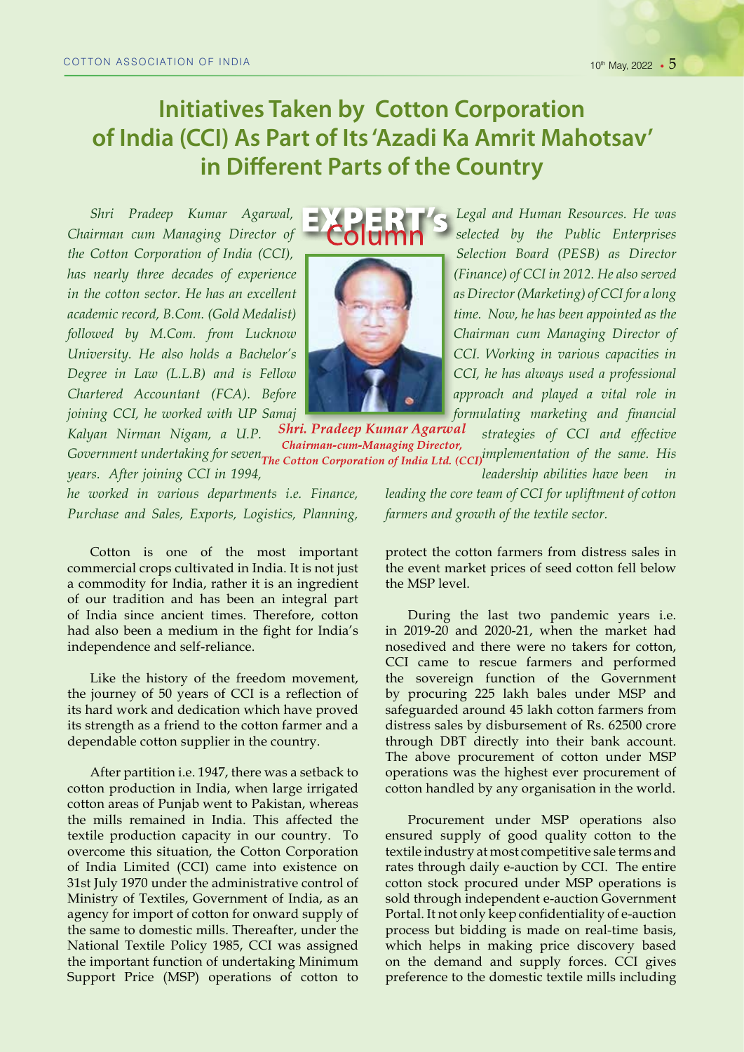# Initiatives Taken by Cotton Corporation of India (CCI) As Part of Its 'Azadi Ka Amrit Mahotsav' in Different Parts of the Country

EXPERT's Column

*Shri Pradeep Kumar Agarwal, Chairman cum Managing Director of the Cotton Corporation of India (CCI), has nearly three decades of experience in the cotton sector. He has an excellent academic record, B.Com. (Gold Medalist) followed by M.Com. from Lucknow University. He also holds a Bachelor's Degree in Law (L.L.B) and is Fellow Chartered Accountant (FCA). Before joining CCI, he worked with UP Samaj Kalyan Nirman Nigam, a U.P. Government undertaking for seven years. After joining CCI in 1994, he worked in various departments i.e. Finance, Purchase and Sales, Exports, Logistics, Planning, Legal and Human Resources. He was selected by the Public Enterprises Selection Board (PESB) as Director (Finance) of CCI in 2012. He also served as Director (Marketing) of CCI for a long time. Now, he has been appointed as the Chairman cum Managing Director of CCI. Working in various capacities in CCI, he has always used a professional approach and played a vital role in formulating marketing and financial strategies of CCI and effective implementation of the same. His leadership abilities have been in leading the core team of CCI for upliftment of cotton farmers and growth of the textile sector.*

***Shri. Pradeep Kumar Agarwal***
***Chairman-cum-Managing Director,***
***The Cotton Corporation of India Ltd. (CCI)***

Cotton is one of the most important commercial crops cultivated in India. It is not just a commodity for India, rather it is an ingredient of our tradition and has been an integral part of India since ancient times. Therefore, cotton had also been a medium in the fight for India's independence and self-reliance.

Like the history of the freedom movement, the journey of 50 years of CCI is a reflection of its hard work and dedication which have proved its strength as a friend to the cotton farmer and a dependable cotton supplier in the country.

After partition i.e. 1947, there was a setback to cotton production in India, when large irrigated cotton areas of Punjab went to Pakistan, whereas the mills remained in India. This affected the textile production capacity in our country. To overcome this situation, the Cotton Corporation of India Limited (CCI) came into existence on 31st July 1970 under the administrative control of Ministry of Textiles, Government of India, as an agency for import of cotton for onward supply of the same to domestic mills. Thereafter, under the National Textile Policy 1985, CCI was assigned the important function of undertaking Minimum Support Price (MSP) operations of cotton to protect the cotton farmers from distress sales in the event market prices of seed cotton fell below the MSP level.

During the last two pandemic years i.e. in 2019-20 and 2020-21, when the market had nosedived and there were no takers for cotton, CCI came to rescue farmers and performed the sovereign function of the Government by procuring 225 lakh bales under MSP and safeguarded around 45 lakh cotton farmers from distress sales by disbursement of Rs. 62500 crore through DBT directly into their bank account. The above procurement of cotton under MSP operations was the highest ever procurement of cotton handled by any organisation in the world.

Procurement under MSP operations also ensured supply of good quality cotton to the textile industry at most competitive sale terms and rates through daily e-auction by CCI. The entire cotton stock procured under MSP operations is sold through independent e-auction Government Portal. It not only keep confidentiality of e-auction process but bidding is made on real-time basis, which helps in making price discovery based on the demand and supply forces. CCI gives preference to the domestic textile mills including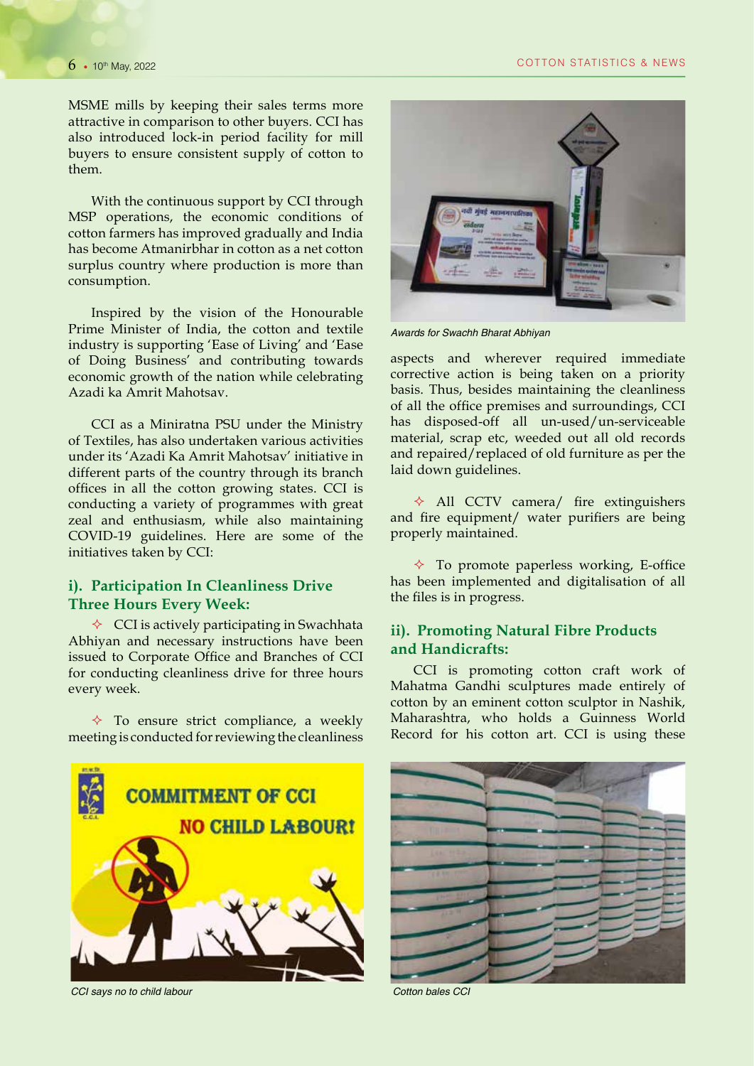MSME mills by keeping their sales terms more attractive in comparison to other buyers. CCI has also introduced lock-in period facility for mill buyers to ensure consistent supply of cotton to them.

With the continuous support by CCI through MSP operations, the economic conditions of cotton farmers has improved gradually and India has become Atmanirbhar in cotton as a net cotton surplus country where production is more than consumption.

Inspired by the vision of the Honourable Prime Minister of India, the cotton and textile industry is supporting 'Ease of Living' and 'Ease of Doing Business' and contributing towards economic growth of the nation while celebrating Azadi ka Amrit Mahotsav.

CCI as a Miniratna PSU under the Ministry of Textiles, has also undertaken various activities under its 'Azadi Ka Amrit Mahotsav' initiative in different parts of the country through its branch offices in all the cotton growing states. CCI is conducting a variety of programmes with great zeal and enthusiasm, while also maintaining COVID-19 guidelines. Here are some of the initiatives taken by CCI:

### i). Participation In Cleanliness Drive Three Hours Every Week:

✧ CCI is actively participating in Swachhata Abhiyan and necessary instructions have been issued to Corporate Office and Branches of CCI for conducting cleanliness drive for three hours every week.

✧ To ensure strict compliance, a weekly meeting is conducted for reviewing the cleanliness aspects and wherever required immediate corrective action is being taken on a priority basis. Thus, besides maintaining the cleanliness of all the office premises and surroundings, CCI has disposed-off all un-used/un-serviceable material, scrap etc, weeded out all old records and repaired/replaced of old furniture as per the laid down guidelines.

*Awards for Swachh Bharat Abhiyan*

✧ All CCTV camera/ fire extinguishers and fire equipment/ water purifiers are being properly maintained.

✧ To promote paperless working, E-office has been implemented and digitalisation of all the files is in progress.

### ii). Promoting Natural Fibre Products and Handicrafts:

CCI is promoting cotton craft work of Mahatma Gandhi sculptures made entirely of cotton by an eminent cotton sculptor in Nashik, Maharashtra, who holds a Guinness World Record for his cotton art. CCI is using these

*CCI says no to child labour*

*Cotton bales CCI*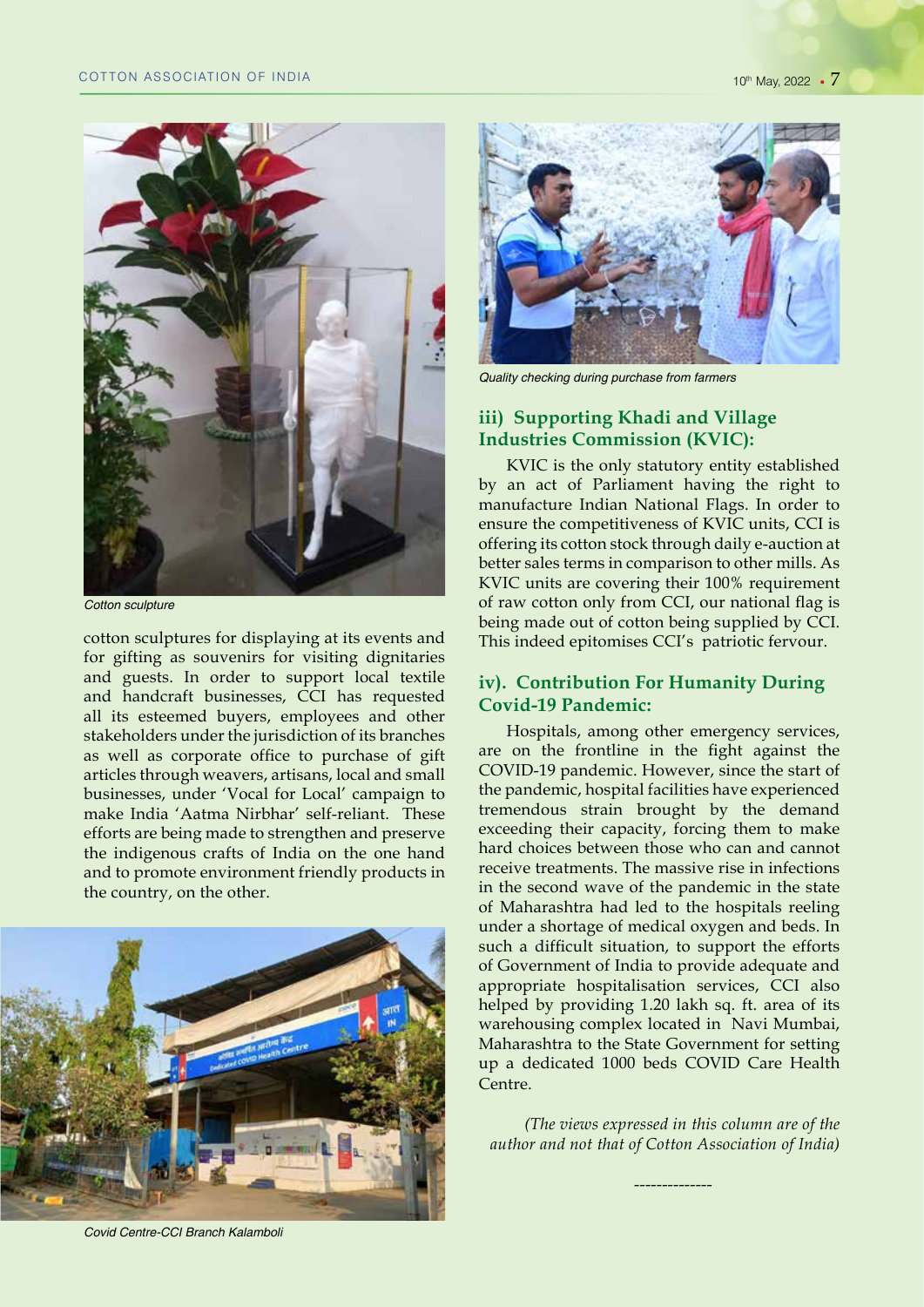Cotton sculpture

cotton sculptures for displaying at its events and for gifting as souvenirs for visiting dignitaries and guests. In order to support local textile and handcraft businesses, CCI has requested all its esteemed buyers, employees and other stakeholders under the jurisdiction of its branches as well as corporate office to purchase of gift articles through weavers, artisans, local and small businesses, under 'Vocal for Local' campaign to make India 'Aatma Nirbhar' self-reliant. These efforts are being made to strengthen and preserve the indigenous crafts of India on the one hand and to promote environment friendly products in the country, on the other.

Covid Centre-CCI Branch Kalamboli

Quality checking during purchase from farmers

## iii) Supporting Khadi and Village Industries Commission (KVIC):

KVIC is the only statutory entity established by an act of Parliament having the right to manufacture Indian National Flags. In order to ensure the competitiveness of KVIC units, CCI is offering its cotton stock through daily e-auction at better sales terms in comparison to other mills. As KVIC units are covering their 100% requirement of raw cotton only from CCI, our national flag is being made out of cotton being supplied by CCI. This indeed epitomises CCI's patriotic fervour.

## iv). Contribution For Humanity During Covid-19 Pandemic:

Hospitals, among other emergency services, are on the frontline in the fight against the COVID-19 pandemic. However, since the start of the pandemic, hospital facilities have experienced tremendous strain brought by the demand exceeding their capacity, forcing them to make hard choices between those who can and cannot receive treatments. The massive rise in infections in the second wave of the pandemic in the state of Maharashtra had led to the hospitals reeling under a shortage of medical oxygen and beds. In such a difficult situation, to support the efforts of Government of India to provide adequate and appropriate hospitalisation services, CCI also helped by providing 1.20 lakh sq. ft. area of its warehousing complex located in Navi Mumbai, Maharashtra to the State Government for setting up a dedicated 1000 beds COVID Care Health Centre.

*(The views expressed in this column are of the author and not that of Cotton Association of India)*

--------------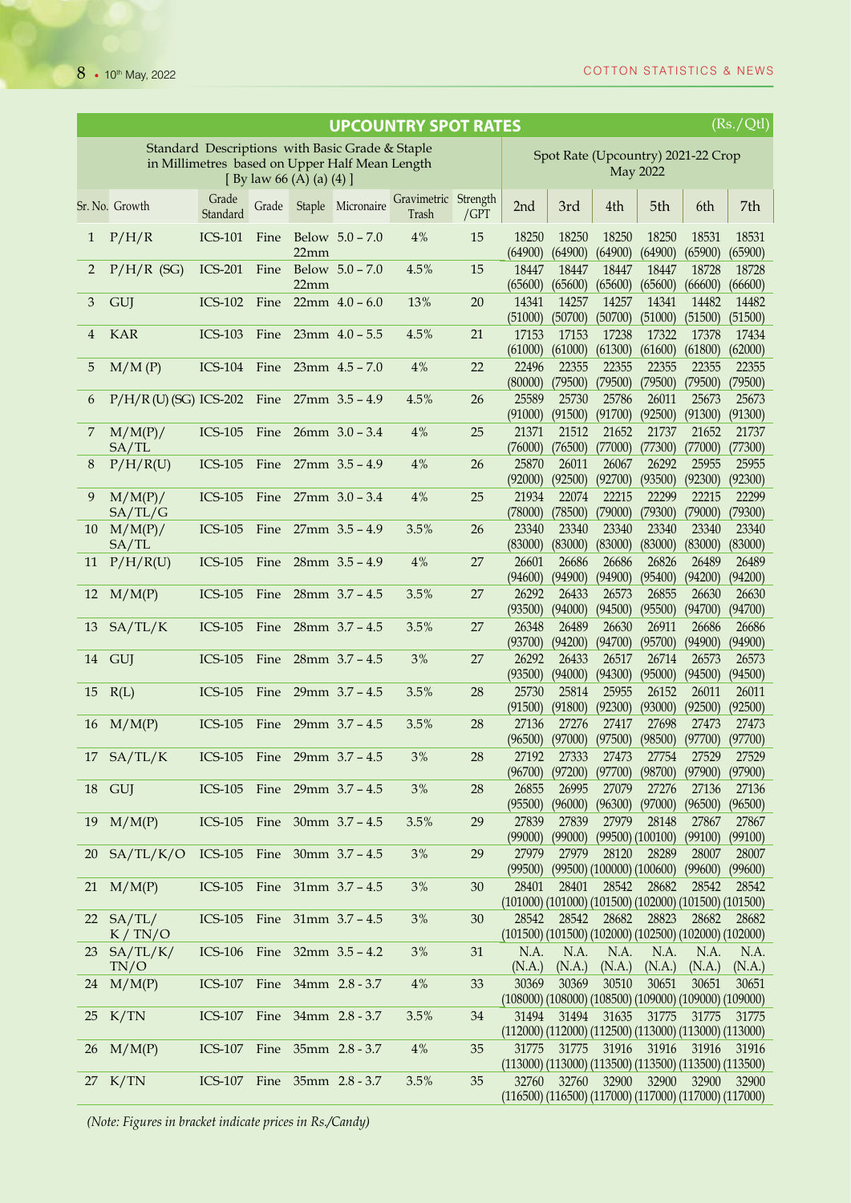## UPCOUNTRY SPOT RATES

(Rs./Qtl)

| Standard Descriptions with Basic Grade & Staple in Millimetres based on Upper Half Mean Length [ By law 66 (A) (a) (4) ] | | | | | | | | | Spot Rate (Upcountry) 2021-22 Crop May 2022 | | | | | |
|---|---|---|---|---|---|---|---|---|---|---|---|---|---|---|
| Sr. No. | Growth | Grade Standard | Grade | Staple | Micronaire | Gravimetric Trash | Strength /GPT | 2nd | 3rd | 4th | 5th | 6th | 7th |
| 1 | P/H/R | ICS-101 | Fine | Below 22mm | 5.0 – 7.0 | 4% | 15 | 18250 (64900) | 18250 (64900) | 18250 (64900) | 18250 (64900) | 18531 (65900) | 18531 (65900) |
| 2 | P/H/R (SG) | ICS-201 | Fine | Below 22mm | 5.0 – 7.0 | 4.5% | 15 | 18447 (65600) | 18447 (65600) | 18447 (65600) | 18447 (65600) | 18728 (66600) | 18728 (66600) |
| 3 | GUJ | ICS-102 | Fine | 22mm | 4.0 – 6.0 | 13% | 20 | 14341 (51000) | 14257 (50700) | 14257 (50700) | 14341 (51000) | 14482 (51500) | 14482 (51500) |
| 4 | KAR | ICS-103 | Fine | 23mm | 4.0 – 5.5 | 4.5% | 21 | 17153 (61000) | 17153 (61000) | 17238 (61300) | 17322 (61600) | 17378 (61800) | 17434 (62000) |
| 5 | M/M (P) | ICS-104 | Fine | 23mm | 4.5 – 7.0 | 4% | 22 | 22496 (80000) | 22355 (79500) | 22355 (79500) | 22355 (79500) | 22355 (79500) | 22355 (79500) |
| 6 | P/H/R (U) (SG) | ICS-202 | Fine | 27mm | 3.5 – 4.9 | 4.5% | 26 | 25589 (91000) | 25730 (91500) | 25786 (91700) | 26011 (92500) | 25673 (91300) | 25673 (91300) |
| 7 | M/M(P)/ SA/TL | ICS-105 | Fine | 26mm | 3.0 – 3.4 | 4% | 25 | 21371 (76000) | 21512 (76500) | 21652 (77000) | 21737 (77300) | 21652 (77000) | 21737 (77300) |
| 8 | P/H/R(U) | ICS-105 | Fine | 27mm | 3.5 – 4.9 | 4% | 26 | 25870 (92000) | 26011 (92500) | 26067 (92700) | 26292 (93500) | 25955 (92300) | 25955 (92300) |
| 9 | M/M(P)/ SA/TL/G | ICS-105 | Fine | 27mm | 3.0 – 3.4 | 4% | 25 | 21934 (78000) | 22074 (78500) | 22215 (79000) | 22299 (79300) | 22215 (79000) | 22299 (79300) |
| 10 | M/M(P)/ SA/TL | ICS-105 | Fine | 27mm | 3.5 – 4.9 | 3.5% | 26 | 23340 (83000) | 23340 (83000) | 23340 (83000) | 23340 (83000) | 23340 (83000) | 23340 (83000) |
| 11 | P/H/R(U) | ICS-105 | Fine | 28mm | 3.5 – 4.9 | 4% | 27 | 26601 (94600) | 26686 (94900) | 26686 (94900) | 26826 (95400) | 26489 (94200) | 26489 (94200) |
| 12 | M/M(P) | ICS-105 | Fine | 28mm | 3.7 – 4.5 | 3.5% | 27 | 26292 (93500) | 26433 (94000) | 26573 (94500) | 26855 (95500) | 26630 (94700) | 26630 (94700) |
| 13 | SA/TL/K | ICS-105 | Fine | 28mm | 3.7 – 4.5 | 3.5% | 27 | 26348 (93700) | 26489 (94200) | 26630 (94700) | 26911 (95700) | 26686 (94900) | 26686 (94900) |
| 14 | GUJ | ICS-105 | Fine | 28mm | 3.7 – 4.5 | 3% | 27 | 26292 (93500) | 26433 (94000) | 26517 (94300) | 26714 (95000) | 26573 (94500) | 26573 (94500) |
| 15 | R(L) | ICS-105 | Fine | 29mm | 3.7 – 4.5 | 3.5% | 28 | 25730 (91500) | 25814 (91800) | 25955 (92300) | 26152 (93000) | 26011 (92500) | 26011 (92500) |
| 16 | M/M(P) | ICS-105 | Fine | 29mm | 3.7 – 4.5 | 3.5% | 28 | 27136 (96500) | 27276 (97000) | 27417 (97500) | 27698 (98500) | 27473 (97700) | 27473 (97700) |
| 17 | SA/TL/K | ICS-105 | Fine | 29mm | 3.7 – 4.5 | 3% | 28 | 27192 (96700) | 27333 (97200) | 27473 (97700) | 27754 (98700) | 27529 (97900) | 27529 (97900) |
| 18 | GUJ | ICS-105 | Fine | 29mm | 3.7 – 4.5 | 3% | 28 | 26855 (95500) | 26995 (96000) | 27079 (96300) | 27276 (97000) | 27136 (96500) | 27136 (96500) |
| 19 | M/M(P) | ICS-105 | Fine | 30mm | 3.7 – 4.5 | 3.5% | 29 | 27839 (99000) | 27839 (99000) | 27979 (99500) | 28148 (100100) | 27867 (99100) | 27867 (99100) |
| 20 | SA/TL/K/O | ICS-105 | Fine | 30mm | 3.7 – 4.5 | 3% | 29 | 27979 (99500) | 27979 (99500) | 28120 (100000) | 28289 (100600) | 28007 (99600) | 28007 (99600) |
| 21 | M/M(P) | ICS-105 | Fine | 31mm | 3.7 – 4.5 | 3% | 30 | 28401 (101000) | 28401 (101000) | 28542 (101500) | 28682 (102000) | 28542 (101500) | 28542 (101500) |
| 22 | SA/TL/ K / TN/O | ICS-105 | Fine | 31mm | 3.7 – 4.5 | 3% | 30 | 28542 (101500) | 28542 (101500) | 28682 (102000) | 28823 (102500) | 28682 (102000) | 28682 (102000) |
| 23 | SA/TL/K/ TN/O | ICS-106 | Fine | 32mm | 3.5 – 4.2 | 3% | 31 | N.A. (N.A.) | N.A. (N.A.) | N.A. (N.A.) | N.A. (N.A.) | N.A. (N.A.) | N.A. (N.A.) |
| 24 | M/M(P) | ICS-107 | Fine | 34mm | 2.8 - 3.7 | 4% | 33 | 30369 (108000) | 30369 (108000) | 30510 (108500) | 30651 (109000) | 30651 (109000) | 30651 (109000) |
| 25 | K/TN | ICS-107 | Fine | 34mm | 2.8 - 3.7 | 3.5% | 34 | 31494 (112000) | 31494 (112000) | 31635 (112500) | 31775 (113000) | 31775 (113000) | 31775 (113000) |
| 26 | M/M(P) | ICS-107 | Fine | 35mm | 2.8 - 3.7 | 4% | 35 | 31775 (113000) | 31775 (113000) | 31916 (113500) | 31916 (113500) | 31916 (113500) | 31916 (113500) |
| 27 | K/TN | ICS-107 | Fine | 35mm | 2.8 - 3.7 | 3.5% | 35 | 32760 (116500) | 32760 (116500) | 32900 (117000) | 32900 (117000) | 32900 (117000) | 32900 (117000) |

*(Note: Figures in bracket indicate prices in Rs./Candy)*